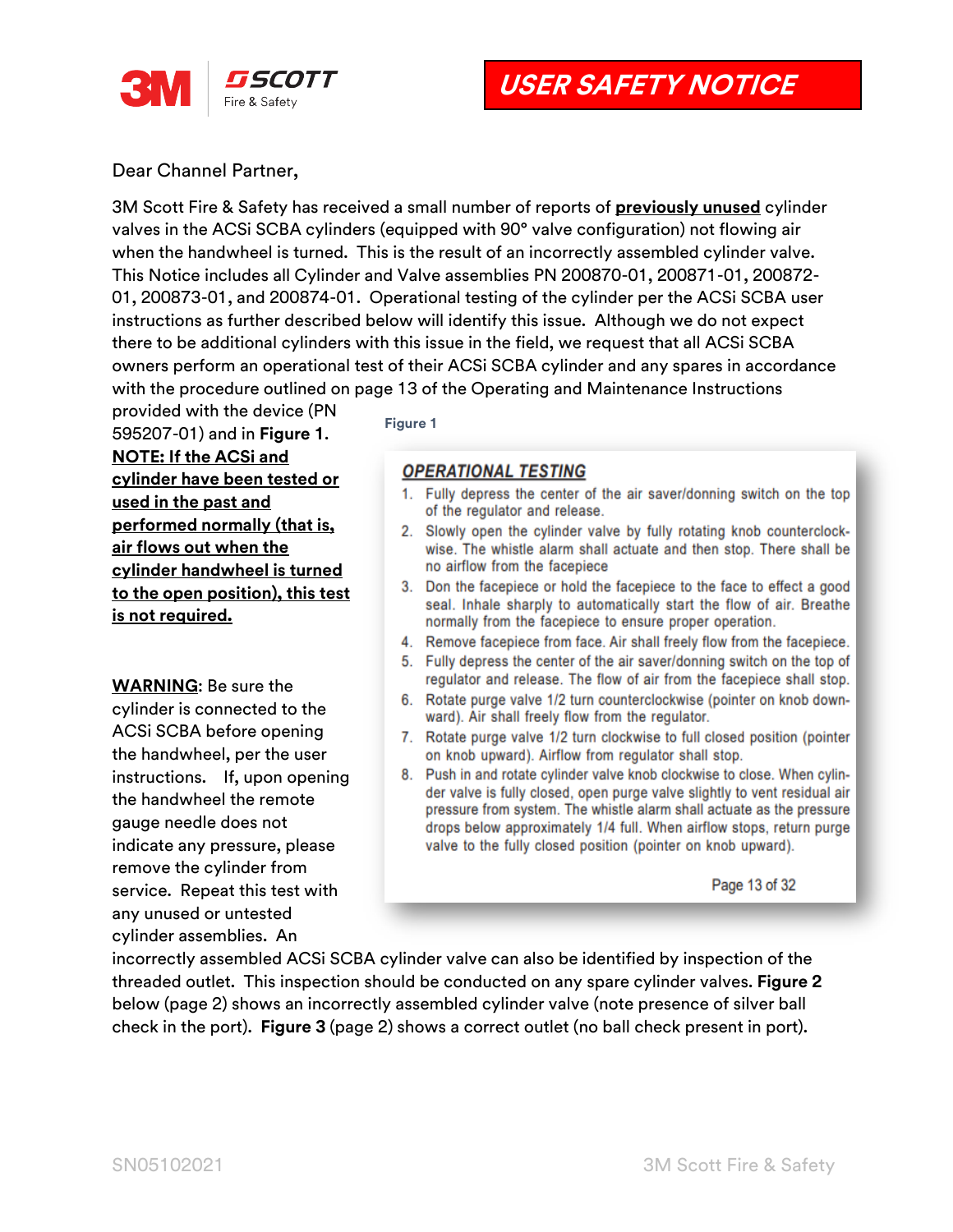# USER SAFETY NOTICE

Dear Channel Partner,

3M Scott Fire & Safety has received a small number of reports of **previously unused** cylinder valves in the ACSi SCBA cylinders (equipped with 90° valve configuration) not flowing air when the handwheel is turned. This is the result of an incorrectly assembled cylinder valve. This Notice includes all Cylinder and Valve assemblies PN 200870-01, 200871-01, 200872-01, 200873-01, and 200874-01. Operational testing of the cylinder per the ACSi SCBA user instructions as further described below will identify this issue. Although we do not expect there to be additional cylinders with this issue in the field, we request that all ACSi SCBA owners perform an operational test of their ACSi SCBA cylinder and any spares in accordance with the procedure outlined on page 13 of the Operating and Maintenance Instructions provided with the device (PN 595207-01) and in **Figure 1**.

**NOTE: If the ACSi and cylinder have been tested or used in the past and performed normally (that is, air flows out when the cylinder handwheel is turned to the open position), this test is not required.**

**WARNING**: Be sure the cylinder is connected to the ACSi SCBA before opening the handwheel, per the user instructions. If, upon opening the handwheel the remote gauge needle does not indicate any pressure, please remove the cylinder from service. Repeat this test with any unused or untested cylinder assemblies. An incorrectly assembled ACSi SCBA cylinder valve can also be identified by inspection of the threaded outlet. This inspection should be conducted on any spare cylinder valves. **Figure 2** below (page 2) shows an incorrectly assembled cylinder valve (note presence of silver ball check in the port). **Figure 3** (page 2) shows a correct outlet (no ball check present in port).

**Figure 1**

***OPERATIONAL TESTING***

1. Fully depress the center of the air saver/donning switch on the top of the regulator and release.
2. Slowly open the cylinder valve by fully rotating knob counterclockwise. The whistle alarm shall actuate and then stop. There shall be no airflow from the facepiece
3. Don the facepiece or hold the facepiece to the face to effect a good seal. Inhale sharply to automatically start the flow of air. Breathe normally from the facepiece to ensure proper operation.
4. Remove facepiece from face. Air shall freely flow from the facepiece.
5. Fully depress the center of the air saver/donning switch on the top of regulator and release. The flow of air from the facepiece shall stop.
6. Rotate purge valve 1/2 turn counterclockwise (pointer on knob downward). Air shall freely flow from the regulator.
7. Rotate purge valve 1/2 turn clockwise to full closed position (pointer on knob upward). Airflow from regulator shall stop.
8. Push in and rotate cylinder valve knob clockwise to close. When cylinder valve is fully closed, open purge valve slightly to vent residual air pressure from system. The whistle alarm shall actuate as the pressure drops below approximately 1/4 full. When airflow stops, return purge valve to the fully closed position (pointer on knob upward).

Page 13 of 32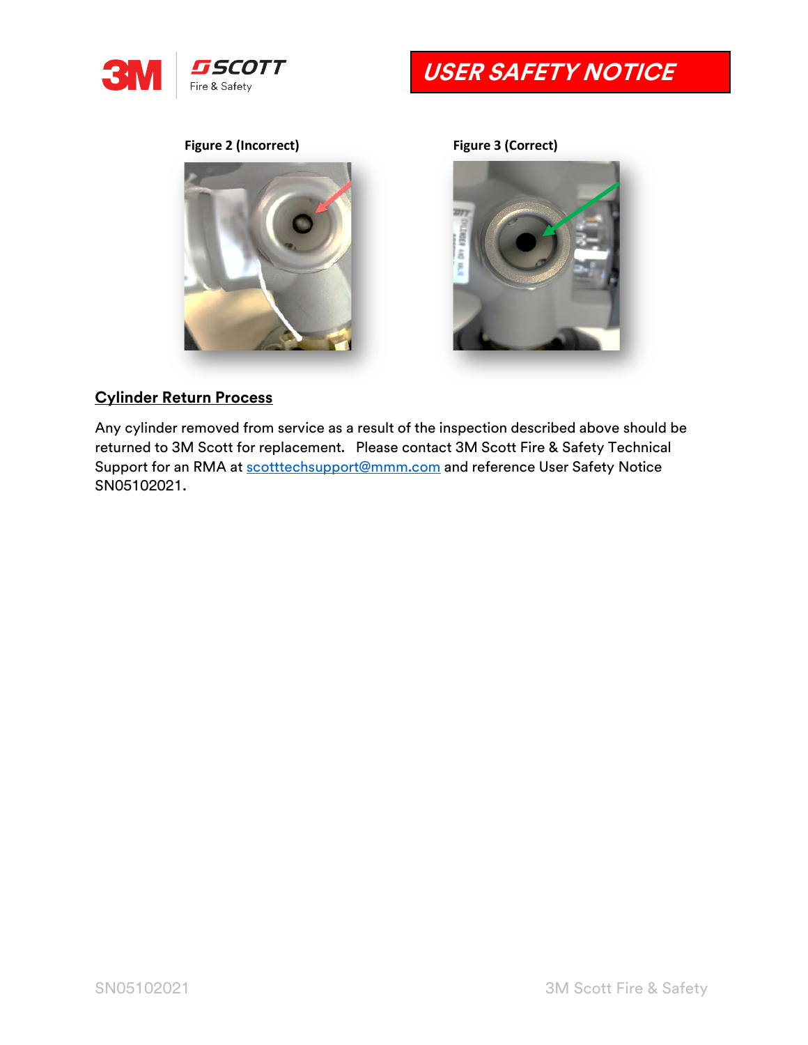Figure 2 (Incorrect)

Figure 3 (Correct)

## Cylinder Return Process

Any cylinder removed from service as a result of the inspection described above should be returned to 3M Scott for replacement. Please contact 3M Scott Fire & Safety Technical Support for an RMA at scotttechsupport@mmm.com and reference User Safety Notice SN05102021.